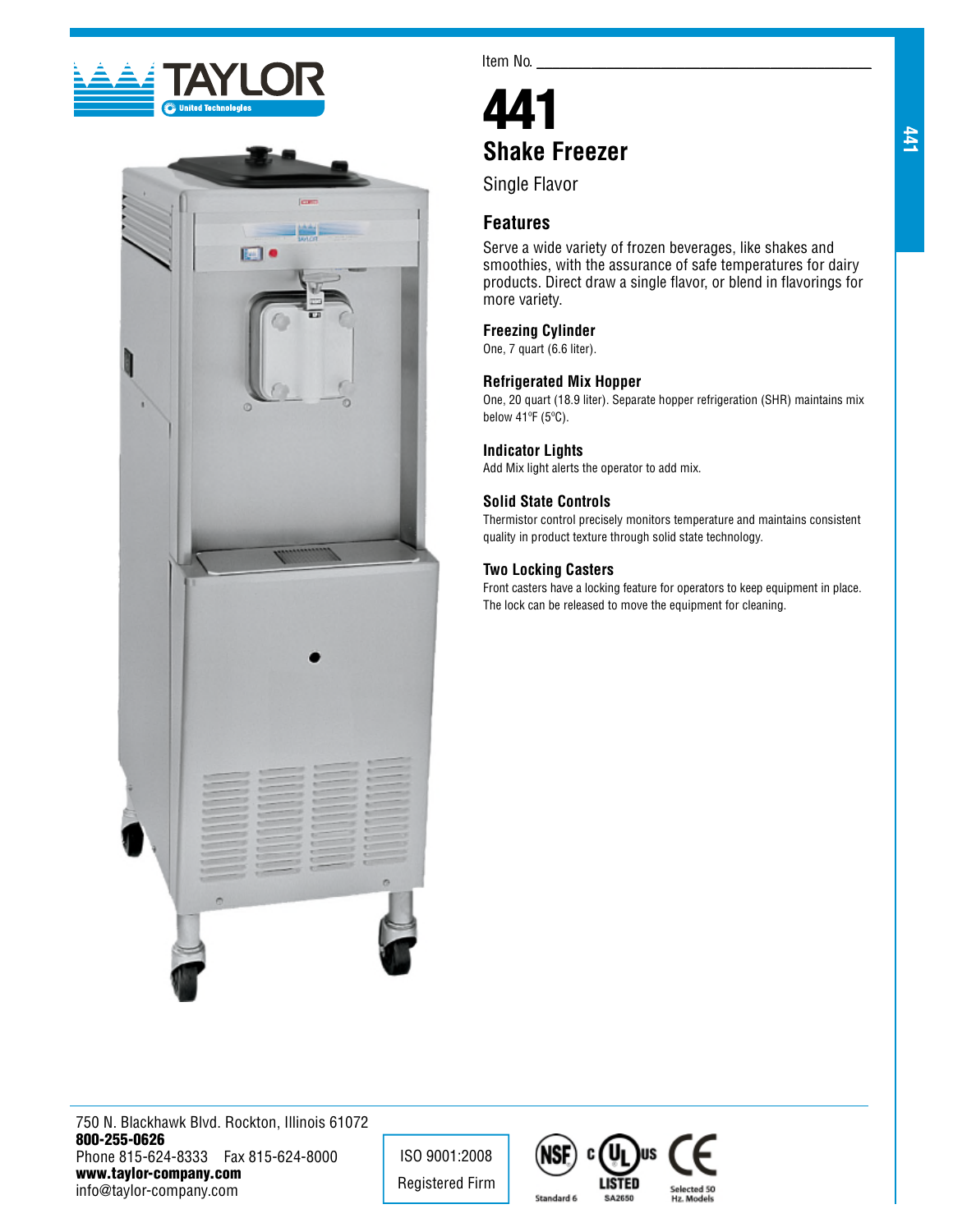Item No. ___________________________________

# 441

## Shake Freezer

Single Flavor

### Features

Serve a wide variety of frozen beverages, like shakes and smoothies, with the assurance of safe temperatures for dairy products. Direct draw a single flavor, or blend in flavorings for more variety.

#### Freezing Cylinder

One, 7 quart (6.6 liter).

#### Refrigerated Mix Hopper

One, 20 quart (18.9 liter). Separate hopper refrigeration (SHR) maintains mix below 41ºF (5ºC).

#### Indicator Lights

Add Mix light alerts the operator to add mix.

#### Solid State Controls

Thermistor control precisely monitors temperature and maintains consistent quality in product texture through solid state technology.

#### Two Locking Casters

Front casters have a locking feature for operators to keep equipment in place. The lock can be released to move the equipment for cleaning.

750 N. Blackhawk Blvd. Rockton, Illinois 61072
**800-255-0626**
Phone 815-624-8333 Fax 815-624-8000
**www.taylor-company.com**
info@taylor-company.com

ISO 9001:2008
Registered Firm

NSF Standard 6 | c UL us LISTED SA2650 | CE Selected 50 Hz. Models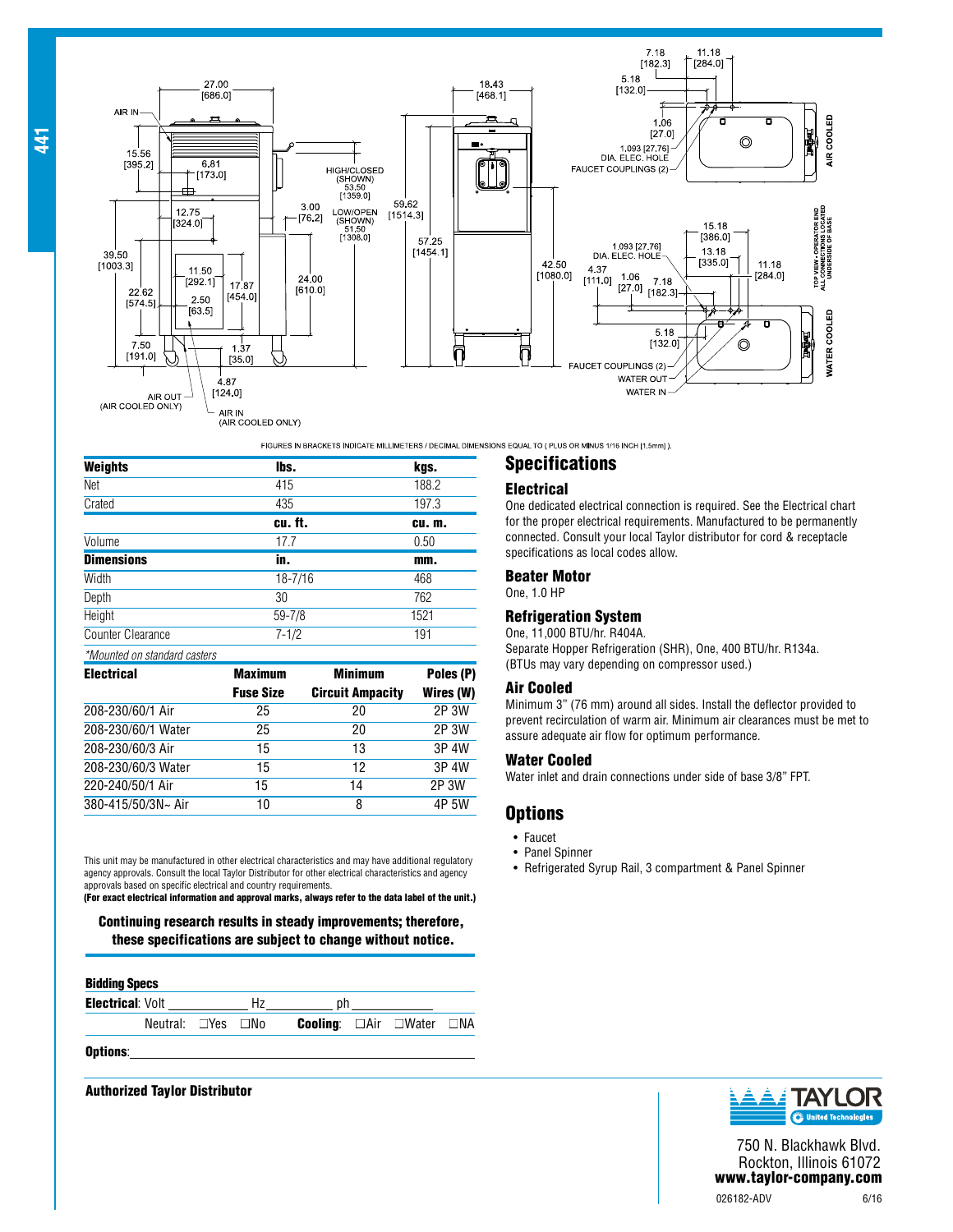AIR IN
27.00 [686.0]
15.56 [395.2]
6.81 [173.0]
12.75 [324.0]
39.50 [1003.3]
11.50 [292.1]
17.87 [454.0]
22.62 [574.5]
2.50 [63.5]
7.50 [191.0]
1.37 [35.0]
4.87 [124.0]
AIR OUT (AIR COOLED ONLY)
AIR IN (AIR COOLED ONLY)
3.00 [76.2]
24.00 [610.0]
HIGH/CLOSED (SHOWN) 53.50 [1359.0]
LOW/OPEN (SHOWN) 51.50 [1308.0]
59.62 [1514.3]
18.43 [468.1]
57.25 [1454.1]
42.50 [1080.0]
7.18 [182.3]
11.18 [284.0]
5.18 [132.0]
1.06 [27.0]
1.093 [27.76] DIA. ELEC. HOLE
FAUCET COUPLINGS (2)
AIR COOLED
TOP VIEW - OPERATOR END ALL CONNECTIONS LOCATED UNDERSIDE OF BASE
15.18 [386.0]
13.18 [335.0]
11.18 [284.0]
1.093 [27.76] DIA. ELEC. HOLE
4.37 [111.0]
1.06 [27.0]
7.18 [182.3]
5.18 [132.0]
FAUCET COUPLINGS (2)
WATER OUT
WATER IN
WATER COOLED

FIGURES IN BRACKETS INDICATE MILLIMETERS / DECIMAL DIMENSIONS EQUAL TO ( PLUS OR MINUS 1/16 INCH [1.5mm] ).

| **Weights** | **lbs.** | **kgs.** |
|---|---|---|
| Net | 415 | 188.2 |
| Crated | 435 | 197.3 |
| | **cu. ft.** | **cu. m.** |
| Volume | 17.7 | 0.50 |
| **Dimensions** | **in.** | **mm.** |
| Width | 18-7/16 | 468 |
| Depth | 30 | 762 |
| Height | 59-7/8 | 1521 |
| Counter Clearance | 7-1/2 | 191 |

*\*Mounted on standard casters*

| **Electrical** | **Maximum Fuse Size** | **Minimum Circuit Ampacity** | **Poles (P) Wires (W)** |
|---|---|---|---|
| 208-230/60/1 Air | 25 | 20 | 2P 3W |
| 208-230/60/1 Water | 25 | 20 | 2P 3W |
| 208-230/60/3 Air | 15 | 13 | 3P 4W |
| 208-230/60/3 Water | 15 | 12 | 3P 4W |
| 220-240/50/1 Air | 15 | 14 | 2P 3W |
| 380-415/50/3N~ Air | 10 | 8 | 4P 5W |

This unit may be manufactured in other electrical characteristics and may have additional regulatory agency approvals. Consult the local Taylor Distributor for other electrical characteristics and agency approvals based on specific electrical and country requirements.
**(For exact electrical information and approval marks, always refer to the data label of the unit.)**

**Continuing research results in steady improvements; therefore, these specifications are subject to change without notice.**

## Specifications

### Electrical
One dedicated electrical connection is required. See the Electrical chart for the proper electrical requirements. Manufactured to be permanently connected. Consult your local Taylor distributor for cord & receptacle specifications as local codes allow.

### Beater Motor
One, 1.0 HP

### Refrigeration System
One, 11,000 BTU/hr. R404A.
Separate Hopper Refrigeration (SHR), One, 400 BTU/hr. R134a.
(BTUs may vary depending on compressor used.)

### Air Cooled
Minimum 3" (76 mm) around all sides. Install the deflector provided to prevent recirculation of warm air. Minimum air clearances must be met to assure adequate air flow for optimum performance.

### Water Cooled
Water inlet and drain connections under side of base 3/8" FPT.

## Options

- Faucet
- Panel Spinner
- Refrigerated Syrup Rail, 3 compartment & Panel Spinner

**Bidding Specs**

**Electrical**: Volt ____________ Hz __________ ph ____________

Neutral: ☐Yes ☐No **Cooling**: ☐Air ☐Water ☐NA

**Options**: ____________________________________________

**Authorized Taylor Distributor**

TAYLOR
United Technologies

750 N. Blackhawk Blvd.
Rockton, Illinois 61072
**www.taylor-company.com**

026182-ADV 6/16